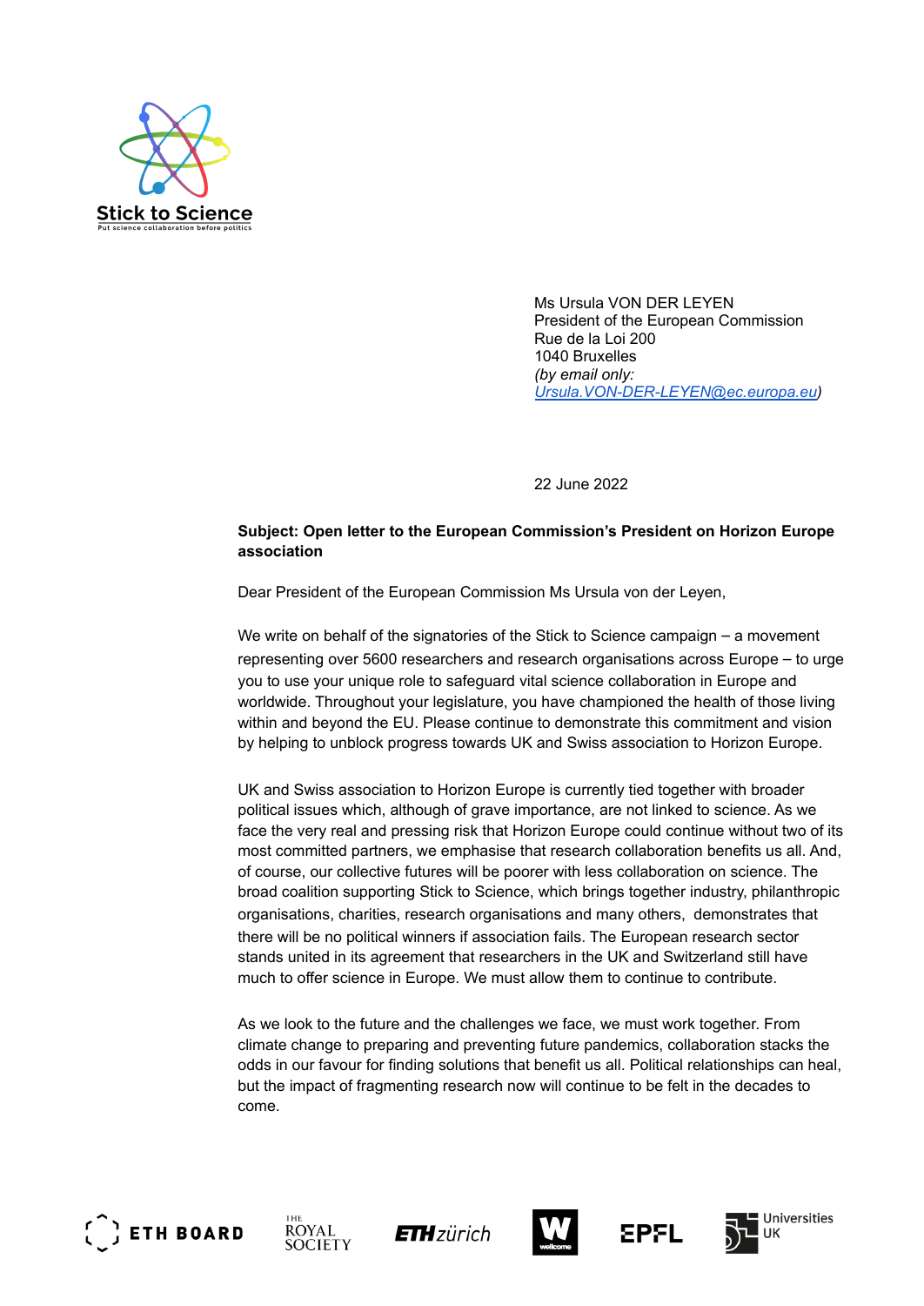Stick to Science

Put science collaboration before politics

Ms Ursula VON DER LEYEN
President of the European Commission
Rue de la Loi 200
1040 Bruxelles
*(by email only:* *Ursula.VON-DER-LEYEN@ec.europa.eu*)

22 June 2022

**Subject: Open letter to the European Commission's President on Horizon Europe association**

Dear President of the European Commission Ms Ursula von der Leyen,

We write on behalf of the signatories of the Stick to Science campaign – a movement representing over 5600 researchers and research organisations across Europe – to urge you to use your unique role to safeguard vital science collaboration in Europe and worldwide. Throughout your legislature, you have championed the health of those living within and beyond the EU. Please continue to demonstrate this commitment and vision by helping to unblock progress towards UK and Swiss association to Horizon Europe.

UK and Swiss association to Horizon Europe is currently tied together with broader political issues which, although of grave importance, are not linked to science. As we face the very real and pressing risk that Horizon Europe could continue without two of its most committed partners, we emphasise that research collaboration benefits us all. And, of course, our collective futures will be poorer with less collaboration on science. The broad coalition supporting Stick to Science, which brings together industry, philanthropic organisations, charities, research organisations and many others, demonstrates that there will be no political winners if association fails. The European research sector stands united in its agreement that researchers in the UK and Switzerland still have much to offer science in Europe. We must allow them to continue to contribute.

As we look to the future and the challenges we face, we must work together. From climate change to preparing and preventing future pandemics, collaboration stacks the odds in our favour for finding solutions that benefit us all. Political relationships can heal, but the impact of fragmenting research now will continue to be felt in the decades to come.

ETH BOARD | The Royal Society | ETH zürich | wellcome | EPFL | Universities UK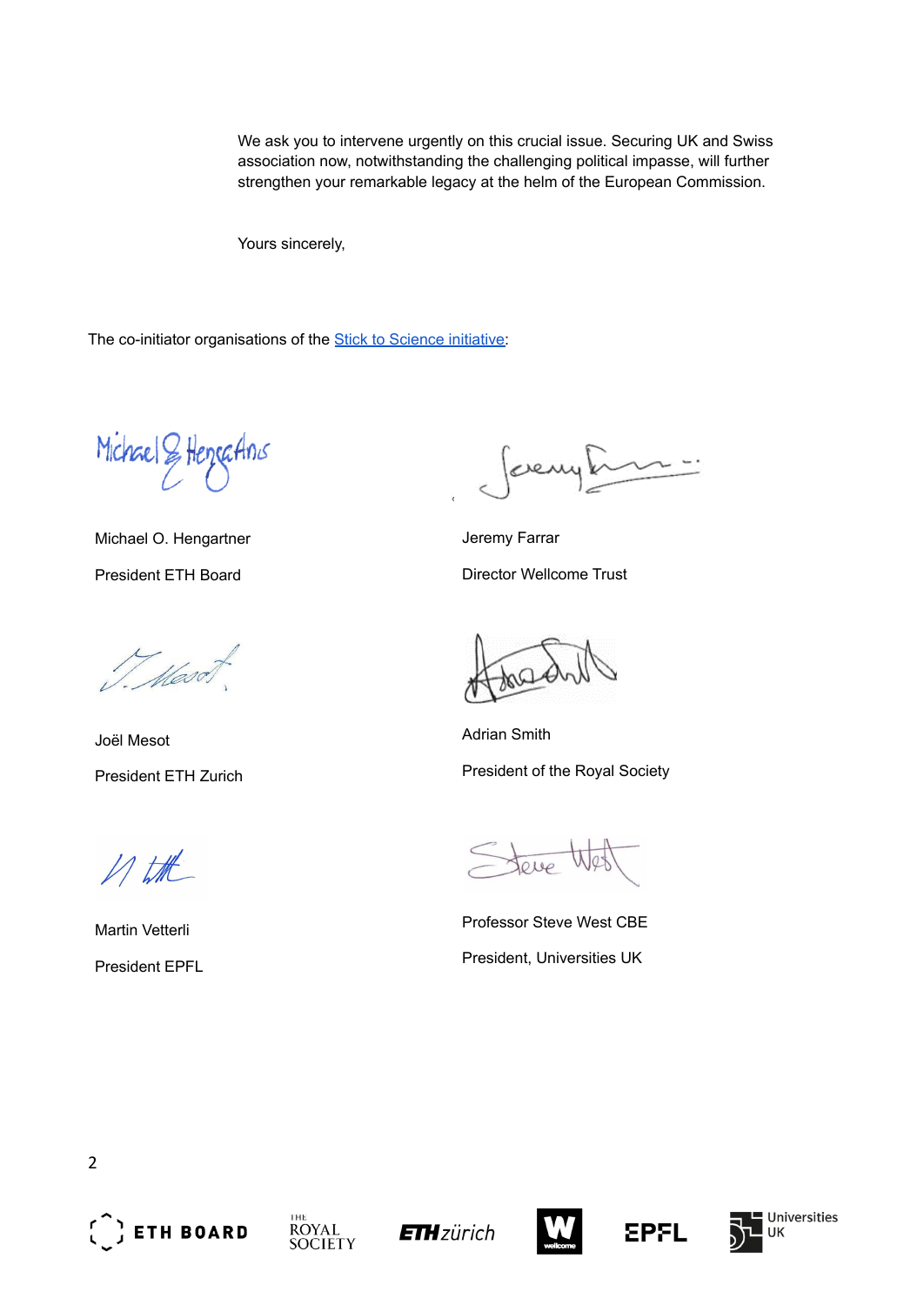We ask you to intervene urgently on this crucial issue. Securing UK and Swiss association now, notwithstanding the challenging political impasse, will further strengthen your remarkable legacy at the helm of the European Commission.

Yours sincerely,

The co-initiator organisations of the [Stick to Science initiative](https://stick-to-science.eu):

Michael O. Hengartner

President ETH Board

Jeremy Farrar

Director Wellcome Trust

Joël Mesot

President ETH Zurich

Adrian Smith

President of the Royal Society

Martin Vetterli

President EPFL

Professor Steve West CBE

President, Universities UK